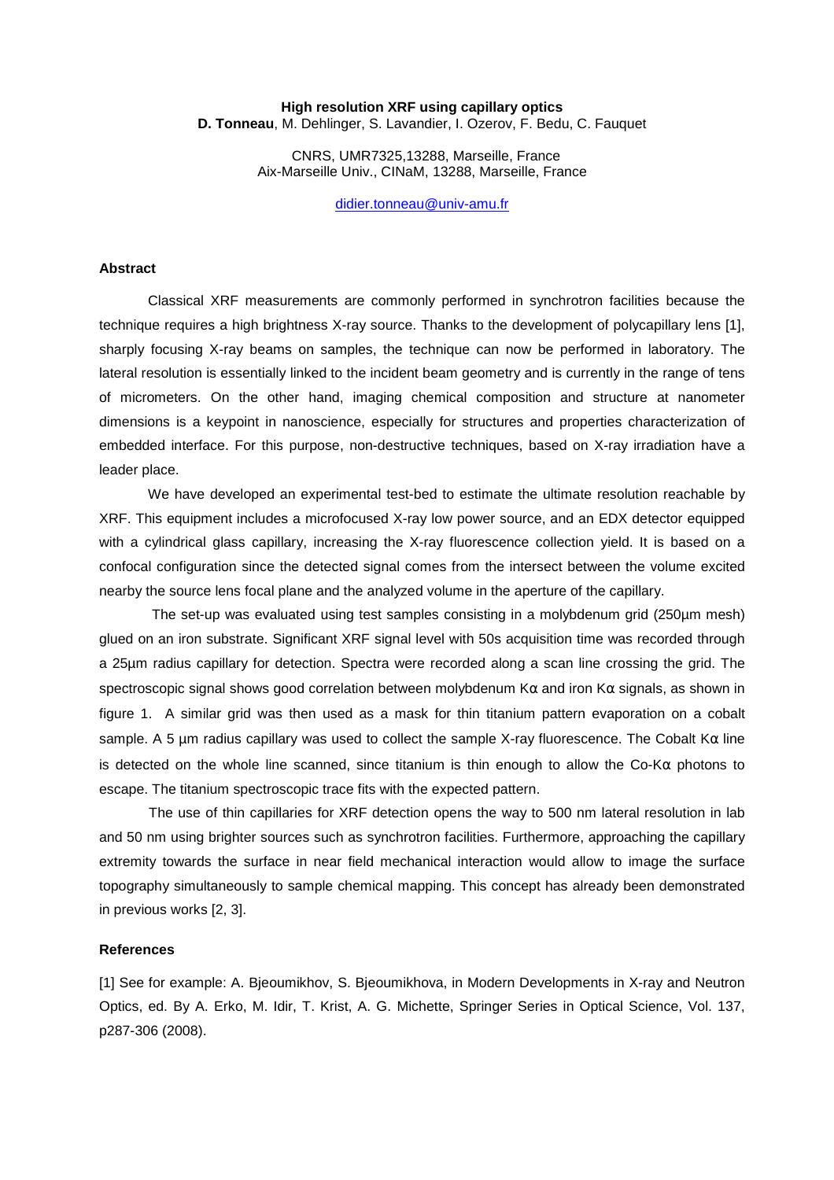# High resolution XRF using capillary optics

**D. Tonneau**, M. Dehlinger, S. Lavandier, I. Ozerov, F. Bedu, C. Fauquet

CNRS, UMR7325,13288, Marseille, France
Aix-Marseille Univ., CINaM, 13288, Marseille, France

didier.tonneau@univ-amu.fr

## Abstract

Classical XRF measurements are commonly performed in synchrotron facilities because the technique requires a high brightness X-ray source. Thanks to the development of polycapillary lens [1], sharply focusing X-ray beams on samples, the technique can now be performed in laboratory. The lateral resolution is essentially linked to the incident beam geometry and is currently in the range of tens of micrometers. On the other hand, imaging chemical composition and structure at nanometer dimensions is a keypoint in nanoscience, especially for structures and properties characterization of embedded interface. For this purpose, non-destructive techniques, based on X-ray irradiation have a leader place.

We have developed an experimental test-bed to estimate the ultimate resolution reachable by XRF. This equipment includes a microfocused X-ray low power source, and an EDX detector equipped with a cylindrical glass capillary, increasing the X-ray fluorescence collection yield. It is based on a confocal configuration since the detected signal comes from the intersect between the volume excited nearby the source lens focal plane and the analyzed volume in the aperture of the capillary.

The set-up was evaluated using test samples consisting in a molybdenum grid (250µm mesh) glued on an iron substrate. Significant XRF signal level with 50s acquisition time was recorded through a 25µm radius capillary for detection. Spectra were recorded along a scan line crossing the grid. The spectroscopic signal shows good correlation between molybdenum Kα and iron Kα signals, as shown in figure 1. A similar grid was then used as a mask for thin titanium pattern evaporation on a cobalt sample. A 5 µm radius capillary was used to collect the sample X-ray fluorescence. The Cobalt Kα line is detected on the whole line scanned, since titanium is thin enough to allow the Co-Kα photons to escape. The titanium spectroscopic trace fits with the expected pattern.

The use of thin capillaries for XRF detection opens the way to 500 nm lateral resolution in lab and 50 nm using brighter sources such as synchrotron facilities. Furthermore, approaching the capillary extremity towards the surface in near field mechanical interaction would allow to image the surface topography simultaneously to sample chemical mapping. This concept has already been demonstrated in previous works [2, 3].

## References

[1] See for example: A. Bjeoumikhov, S. Bjeoumikhova, in Modern Developments in X-ray and Neutron Optics, ed. By A. Erko, M. Idir, T. Krist, A. G. Michette, Springer Series in Optical Science, Vol. 137, p287-306 (2008).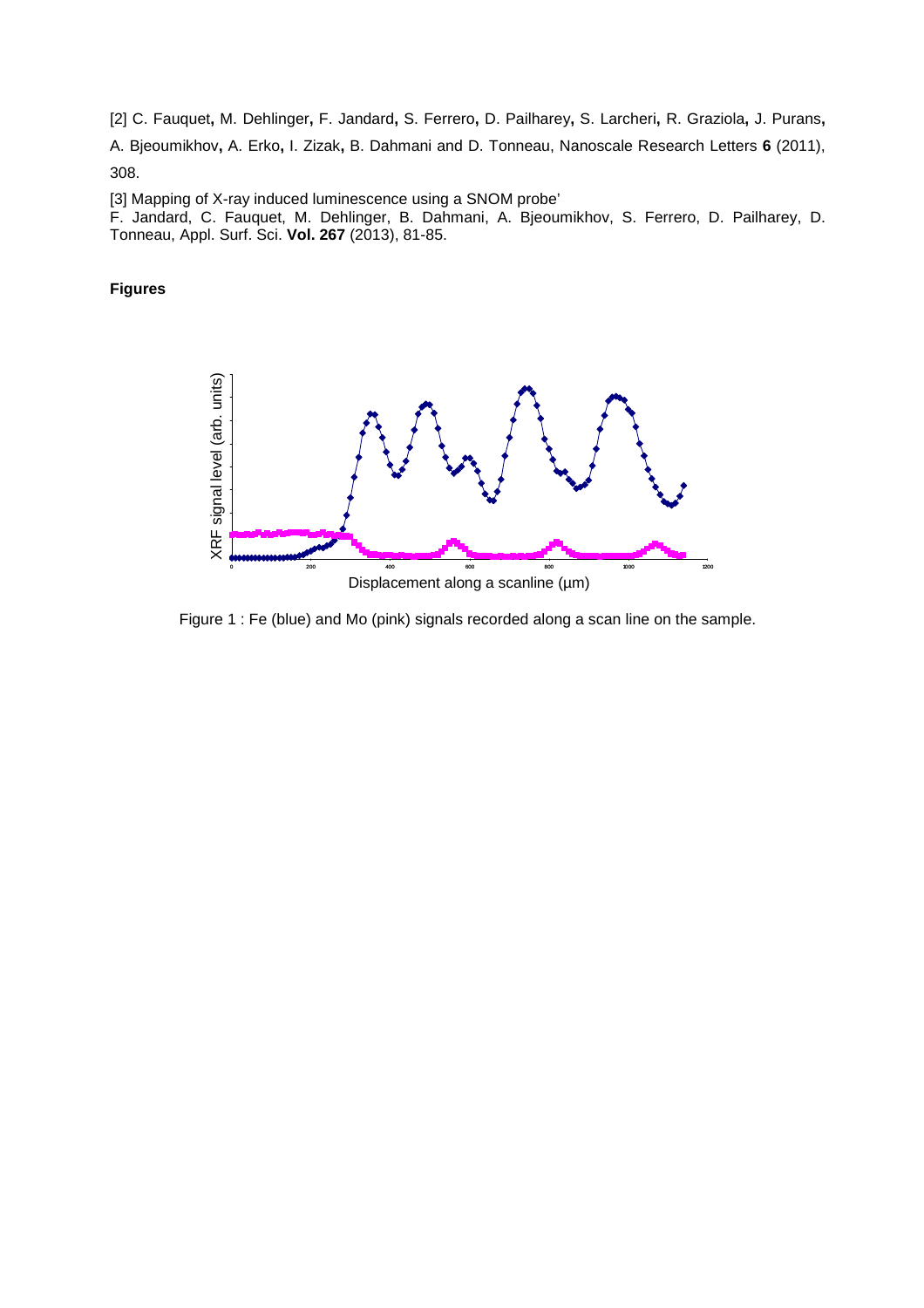[2] C. Fauquet, M. Dehlinger, F. Jandard, S. Ferrero, D. Pailharey, S. Larcheri, R. Graziola, J. Purans, A. Bjeoumikhov, A. Erko, I. Zizak, B. Dahmani and D. Tonneau, Nanoscale Research Letters **6** (2011), 308.

[3] Mapping of X-ray induced luminescence using a SNOM probe'
F. Jandard, C. Fauquet, M. Dehlinger, B. Dahmani, A. Bjeoumikhov, S. Ferrero, D. Pailharey, D. Tonneau, Appl. Surf. Sci. **Vol. 267** (2013), 81-85.

**Figures**

XRF signal level (arb. units)

0
200
400
600
800
1000
1200

Displacement along a scanline (µm)

Figure 1 : Fe (blue) and Mo (pink) signals recorded along a scan line on the sample.